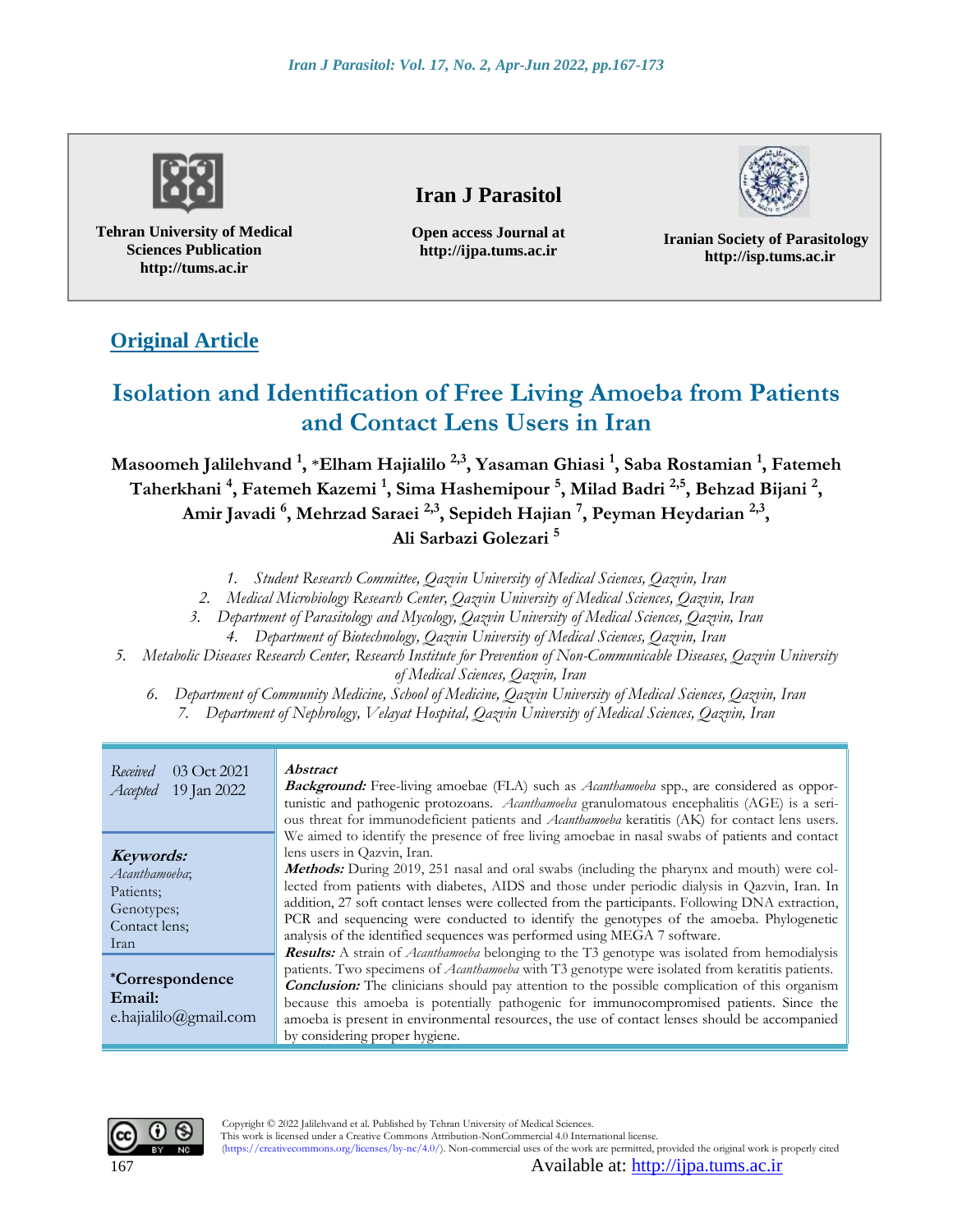Tehran University of Medical Sciences Publication
http://tums.ac.ir

**Iran J Parasitol**

Open access Journal at
http://ijpa.tums.ac.ir

Iranian Society of Parasitology
http://isp.tums.ac.ir

## Original Article

# Isolation and Identification of Free Living Amoeba from Patients and Contact Lens Users in Iran

**Masoomeh Jalilehvand [1], *Elham Hajialilo [2,3], Yasaman Ghiasi [1], Saba Rostamian [1], Fatemeh Taherkhani [4], Fatemeh Kazemi [1], Sima Hashemipour [5], Milad Badri [2,5], Behzad Bijani [2], Amir Javadi [6], Mehrzad Saraei [2,3], Sepideh Hajian [7], Peyman Heydarian [2,3], Ali Sarbazi Golezari [5]**

1. *Student Research Committee, Qazvin University of Medical Sciences, Qazvin, Iran*
2. *Medical Microbiology Research Center, Qazvin University of Medical Sciences, Qazvin, Iran*
3. *Department of Parasitology and Mycology, Qazvin University of Medical Sciences, Qazvin, Iran*
4. *Department of Biotechnology, Qazvin University of Medical Sciences, Qazvin, Iran*
5. *Metabolic Diseases Research Center, Research Institute for Prevention of Non-Communicable Diseases, Qazvin University of Medical Sciences, Qazvin, Iran*
6. *Department of Community Medicine, School of Medicine, Qazvin University of Medical Sciences, Qazvin, Iran*
7. *Department of Nephrology, Velayat Hospital, Qazvin University of Medical Sciences, Qazvin, Iran*

*Received* 03 Oct 2021
*Accepted* 19 Jan 2022

***Keywords:***
*Acanthamoeba*;
Patients;
Genotypes;
Contact lens;
Iran

***Correspondence Email:**
e.hajialilo@gmail.com

***Abstract***

***Background:*** Free-living amoebae (FLA) such as *Acanthamoeba* spp., are considered as opportunistic and pathogenic protozoans. *Acanthamoeba* granulomatous encephalitis (AGE) is a serious threat for immunodeficient patients and *Acanthamoeba* keratitis (AK) for contact lens users. We aimed to identify the presence of free living amoebae in nasal swabs of patients and contact lens users in Qazvin, Iran.

***Methods:*** During 2019, 251 nasal and oral swabs (including the pharynx and mouth) were collected from patients with diabetes, AIDS and those under periodic dialysis in Qazvin, Iran. In addition, 27 soft contact lenses were collected from the participants. Following DNA extraction, PCR and sequencing were conducted to identify the genotypes of the amoeba. Phylogenetic analysis of the identified sequences was performed using MEGA 7 software.

***Results:*** A strain of *Acanthamoeba* belonging to the T3 genotype was isolated from hemodialysis patients. Two specimens of *Acanthamoeba* with T3 genotype were isolated from keratitis patients.

***Conclusion:*** The clinicians should pay attention to the possible complication of this organism because this amoeba is potentially pathogenic for immunocompromised patients. Since the amoeba is present in environmental resources, the use of contact lenses should be accompanied by considering proper hygiene.

Copyright © 2022 Jalilehvand et al. Published by Tehran University of Medical Sciences.
This work is licensed under a Creative Commons Attribution-NonCommercial 4.0 International license.
(https://creativecommons.org/licenses/by-nc/4.0/). Non-commercial uses of the work are permitted, provided the original work is properly cited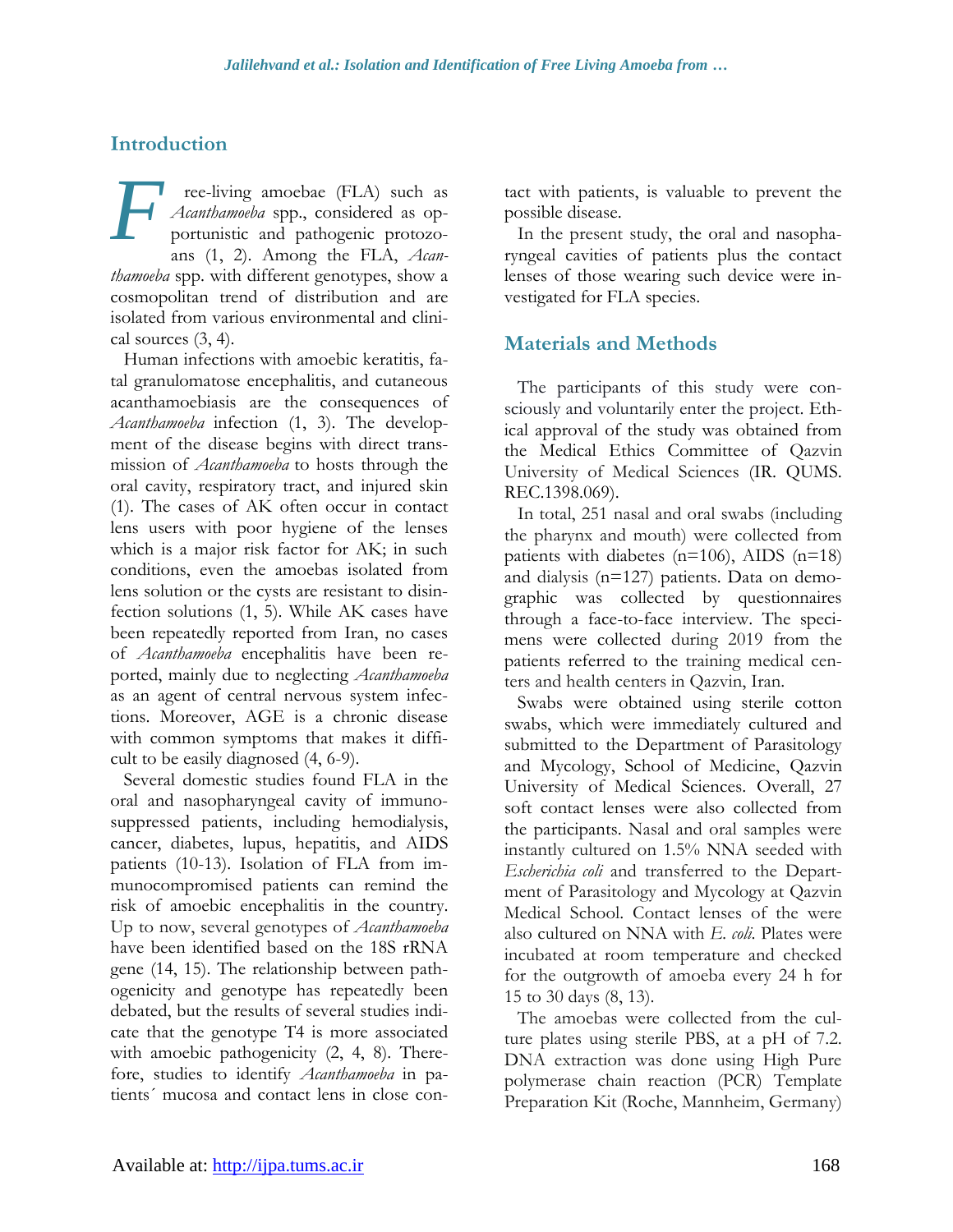## Introduction

Free-living amoebae (FLA) such as *Acanthamoeba* spp., considered as opportunistic and pathogenic protozoans (1, 2). Among the FLA, *Acanthamoeba* spp. with different genotypes, show a cosmopolitan trend of distribution and are isolated from various environmental and clinical sources (3, 4).

Human infections with amoebic keratitis, fatal granulomatose encephalitis, and cutaneous acanthamoebiasis are the consequences of *Acanthamoeba* infection (1, 3). The development of the disease begins with direct transmission of *Acanthamoeba* to hosts through the oral cavity, respiratory tract, and injured skin (1). The cases of AK often occur in contact lens users with poor hygiene of the lenses which is a major risk factor for AK; in such conditions, even the amoebas isolated from lens solution or the cysts are resistant to disinfection solutions (1, 5). While AK cases have been repeatedly reported from Iran, no cases of *Acanthamoeba* encephalitis have been reported, mainly due to neglecting *Acanthamoeba* as an agent of central nervous system infections. Moreover, AGE is a chronic disease with common symptoms that makes it difficult to be easily diagnosed (4, 6-9).

Several domestic studies found FLA in the oral and nasopharyngeal cavity of immunosuppressed patients, including hemodialysis, cancer, diabetes, lupus, hepatitis, and AIDS patients (10-13). Isolation of FLA from immunocompromised patients can remind the risk of amoebic encephalitis in the country. Up to now, several genotypes of *Acanthamoeba* have been identified based on the 18S rRNA gene (14, 15). The relationship between pathogenicity and genotype has repeatedly been debated, but the results of several studies indicate that the genotype T4 is more associated with amoebic pathogenicity (2, 4, 8). Therefore, studies to identify *Acanthamoeba* in patients´ mucosa and contact lens in close contact with patients, is valuable to prevent the possible disease.

In the present study, the oral and nasopharyngeal cavities of patients plus the contact lenses of those wearing such device were investigated for FLA species.

## Materials and Methods

The participants of this study were consciously and voluntarily enter the project. Ethical approval of the study was obtained from the Medical Ethics Committee of Qazvin University of Medical Sciences (IR. QUMS. REC.1398.069).

In total, 251 nasal and oral swabs (including the pharynx and mouth) were collected from patients with diabetes (n=106), AIDS (n=18) and dialysis (n=127) patients. Data on demographic was collected by questionnaires through a face-to-face interview. The specimens were collected during 2019 from the patients referred to the training medical centers and health centers in Qazvin, Iran.

Swabs were obtained using sterile cotton swabs, which were immediately cultured and submitted to the Department of Parasitology and Mycology, School of Medicine, Qazvin University of Medical Sciences. Overall, 27 soft contact lenses were also collected from the participants. Nasal and oral samples were instantly cultured on 1.5% NNA seeded with *Escherichia coli* and transferred to the Department of Parasitology and Mycology at Qazvin Medical School. Contact lenses of the were also cultured on NNA with *E. coli*. Plates were incubated at room temperature and checked for the outgrowth of amoeba every 24 h for 15 to 30 days (8, 13).

The amoebas were collected from the culture plates using sterile PBS, at a pH of 7.2. DNA extraction was done using High Pure polymerase chain reaction (PCR) Template Preparation Kit (Roche, Mannheim, Germany)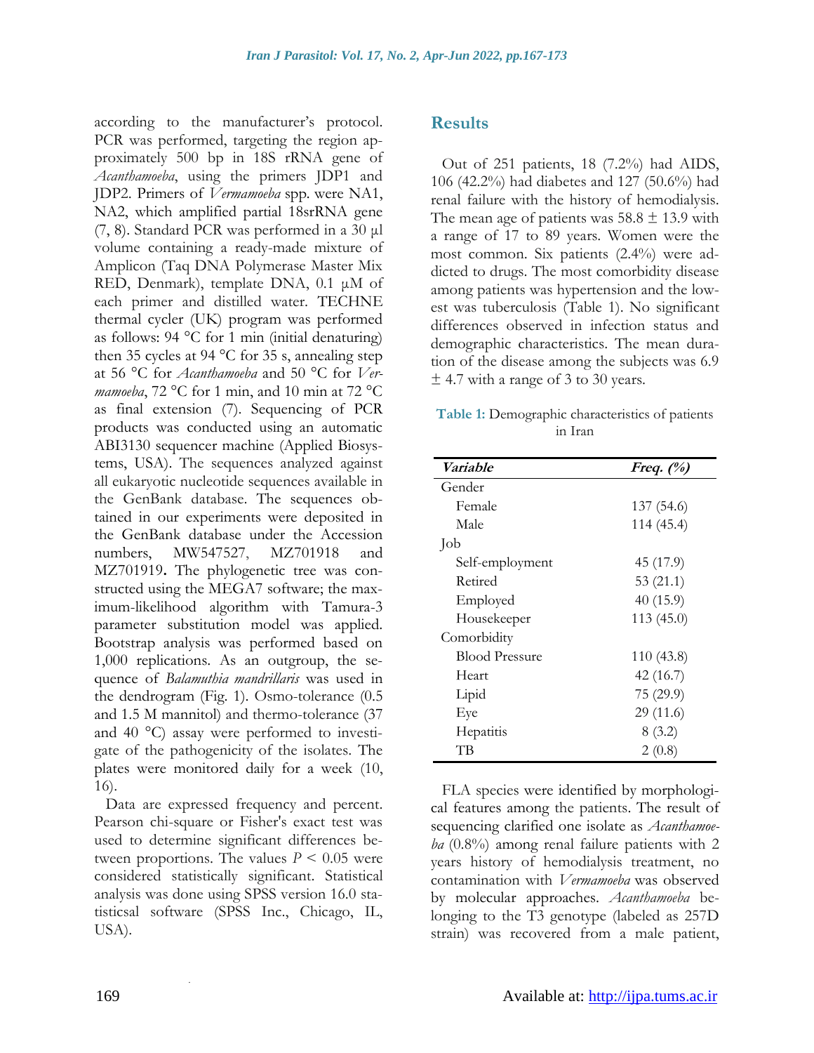according to the manufacturer's protocol. PCR was performed, targeting the region approximately 500 bp in 18S rRNA gene of *Acanthamoeba*, using the primers JDP1 and JDP2. Primers of *Vermamoeba* spp. were NA1, NA2, which amplified partial 18srRNA gene (7, 8). Standard PCR was performed in a 30 µl volume containing a ready-made mixture of Amplicon (Taq DNA Polymerase Master Mix RED, Denmark), template DNA, 0.1 µM of each primer and distilled water. TECHNE thermal cycler (UK) program was performed as follows: 94 °C for 1 min (initial denaturing) then 35 cycles at 94 °C for 35 s, annealing step at 56 °C for *Acanthamoeba* and 50 °C for *Vermamoeba*, 72 °C for 1 min, and 10 min at 72 °C as final extension (7). Sequencing of PCR products was conducted using an automatic ABI3130 sequencer machine (Applied Biosystems, USA). The sequences analyzed against all eukaryotic nucleotide sequences available in the GenBank database. The sequences obtained in our experiments were deposited in the GenBank database under the Accession numbers, MW547527, MZ701918 and MZ701919**.** The phylogenetic tree was constructed using the MEGA7 software; the maximum-likelihood algorithm with Tamura-3 parameter substitution model was applied. Bootstrap analysis was performed based on 1,000 replications. As an outgroup, the sequence of *Balamuthia mandrillaris* was used in the dendrogram (Fig. 1). Osmo-tolerance (0.5 and 1.5 M mannitol) and thermo-tolerance (37 and 40 °C) assay were performed to investigate of the pathogenicity of the isolates. The plates were monitored daily for a week (10, 16).

Data are expressed frequency and percent. Pearson chi-square or Fisher's exact test was used to determine significant differences between proportions. The values $P < 0.05$ were considered statistically significant. Statistical analysis was done using SPSS version 16.0 statisticsal software (SPSS Inc., Chicago, IL, USA).

## Results

Out of 251 patients, 18 (7.2%) had AIDS, 106 (42.2%) had diabetes and 127 (50.6%) had renal failure with the history of hemodialysis. The mean age of patients was 58.8 ± 13.9 with a range of 17 to 89 years. Women were the most common. Six patients (2.4%) were addicted to drugs. The most comorbidity disease among patients was hypertension and the lowest was tuberculosis (Table 1). No significant differences observed in infection status and demographic characteristics. The mean duration of the disease among the subjects was 6.9 ± 4.7 with a range of 3 to 30 years.

**Table 1:** Demographic characteristics of patients in Iran

| *Variable* | *Freq. (%)* |
|---|---|
| Gender | |
| Female | 137 (54.6) |
| Male | 114 (45.4) |
| Job | |
| Self-employment | 45 (17.9) |
| Retired | 53 (21.1) |
| Employed | 40 (15.9) |
| Housekeeper | 113 (45.0) |
| Comorbidity | |
| Blood Pressure | 110 (43.8) |
| Heart | 42 (16.7) |
| Lipid | 75 (29.9) |
| Eye | 29 (11.6) |
| Hepatitis | 8 (3.2) |
| TB | 2 (0.8) |

FLA species were identified by morphological features among the patients. The result of sequencing clarified one isolate as *Acanthamoeba* (0.8%) among renal failure patients with 2 years history of hemodialysis treatment, no contamination with *Vermamoeba* was observed by molecular approaches. *Acanthamoeba* belonging to the T3 genotype (labeled as 257D strain) was recovered from a male patient,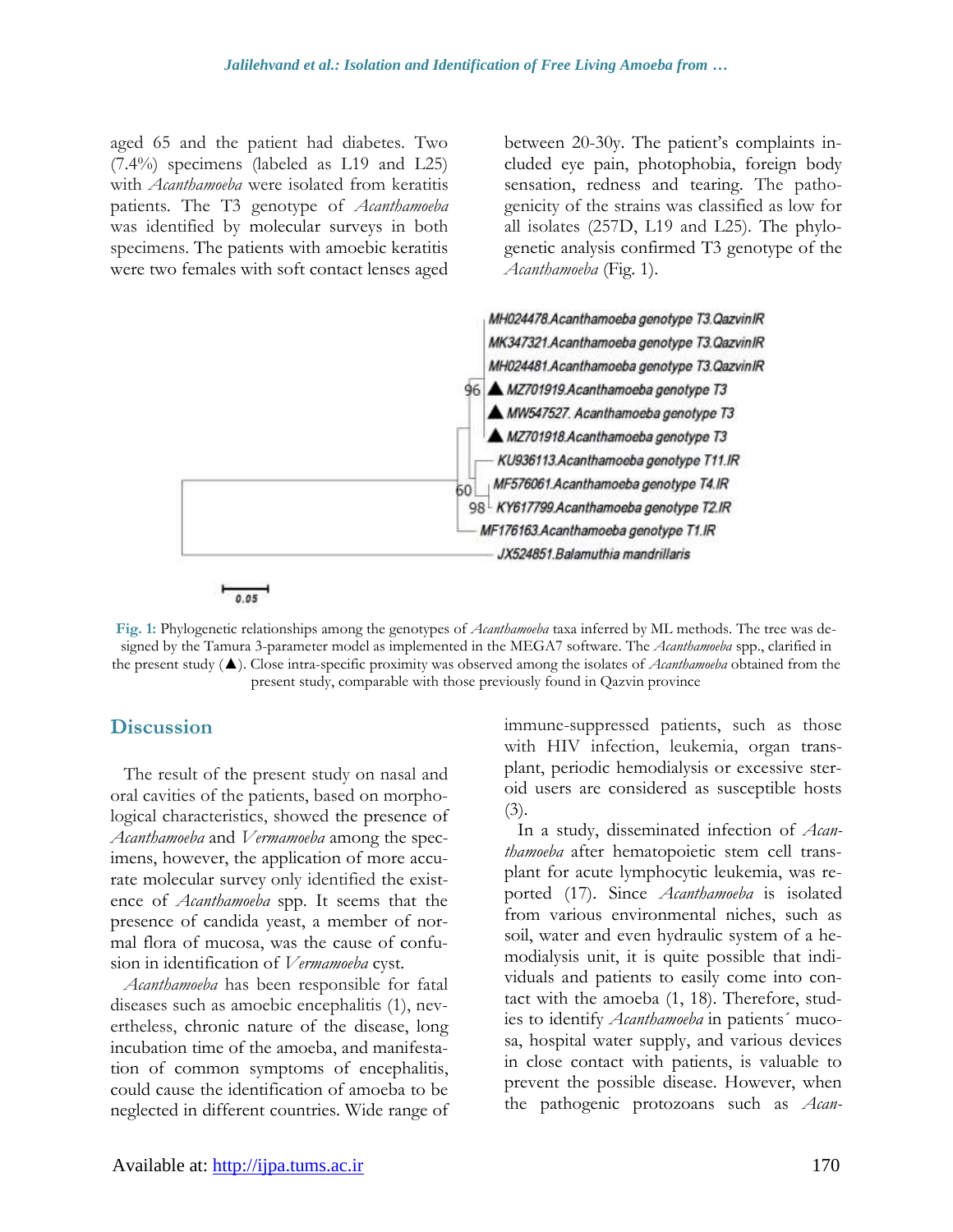aged 65 and the patient had diabetes. Two (7.4%) specimens (labeled as L19 and L25) with *Acanthamoeba* were isolated from keratitis patients. The T3 genotype of *Acanthamoeba* was identified by molecular surveys in both specimens. The patients with amoebic keratitis were two females with soft contact lenses aged between 20-30y. The patient's complaints included eye pain, photophobia, foreign body sensation, redness and tearing. The pathogenicity of the strains was classified as low for all isolates (257D, L19 and L25). The phylogenetic analysis confirmed T3 genotype of the *Acanthamoeba* (Fig. 1).

**Fig. 1:** Phylogenetic relationships among the genotypes of *Acanthamoeba* taxa inferred by ML methods. The tree was designed by the Tamura 3-parameter model as implemented in the MEGA7 software. The *Acanthamoeba* spp., clarified in the present study (▲). Close intra-specific proximity was observed among the isolates of *Acanthamoeba* obtained from the present study, comparable with those previously found in Qazvin province

## Discussion

The result of the present study on nasal and oral cavities of the patients, based on morphological characteristics, showed the presence of *Acanthamoeba* and *Vermamoeba* among the specimens, however, the application of more accurate molecular survey only identified the existence of *Acanthamoeba* spp. It seems that the presence of candida yeast, a member of normal flora of mucosa, was the cause of confusion in identification of *Vermamoeba* cyst.

*Acanthamoeba* has been responsible for fatal diseases such as amoebic encephalitis (1), nevertheless, chronic nature of the disease, long incubation time of the amoeba, and manifestation of common symptoms of encephalitis, could cause the identification of amoeba to be neglected in different countries. Wide range of immune-suppressed patients, such as those with HIV infection, leukemia, organ transplant, periodic hemodialysis or excessive steroid users are considered as susceptible hosts (3).

In a study, disseminated infection of *Acanthamoeba* after hematopoietic stem cell transplant for acute lymphocytic leukemia, was reported (17). Since *Acanthamoeba* is isolated from various environmental niches, such as soil, water and even hydraulic system of a hemodialysis unit, it is quite possible that individuals and patients to easily come into contact with the amoeba (1, 18). Therefore, studies to identify *Acanthamoeba* in patients´ mucosa, hospital water supply, and various devices in close contact with patients, is valuable to prevent the possible disease. However, when the pathogenic protozoans such as *Acan-*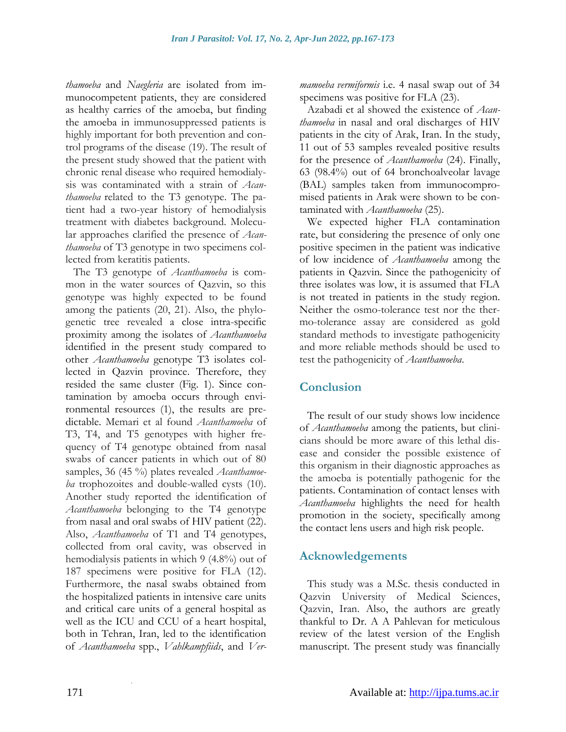*thamoeba* and *Naegleria* are isolated from immunocompetent patients, they are considered as healthy carries of the amoeba, but finding the amoeba in immunosuppressed patients is highly important for both prevention and control programs of the disease (19). The result of the present study showed that the patient with chronic renal disease who required hemodialysis was contaminated with a strain of *Acanthamoeba* related to the T3 genotype. The patient had a two-year history of hemodialysis treatment with diabetes background. Molecular approaches clarified the presence of *Acanthamoeba* of T3 genotype in two specimens collected from keratitis patients.

The T3 genotype of *Acanthamoeba* is common in the water sources of Qazvin, so this genotype was highly expected to be found among the patients (20, 21). Also, the phylogenetic tree revealed a close intra-specific proximity among the isolates of *Acanthamoeba* identified in the present study compared to other *Acanthamoeba* genotype T3 isolates collected in Qazvin province. Therefore, they resided the same cluster (Fig. 1). Since contamination by amoeba occurs through environmental resources (1), the results are predictable. Memari et al found *Acanthamoeba* of T3, T4, and T5 genotypes with higher frequency of T4 genotype obtained from nasal swabs of cancer patients in which out of 80 samples, 36 (45 %) plates revealed *Acanthamoeba* trophozoites and double-walled cysts (10). Another study reported the identification of *Acanthamoeba* belonging to the T4 genotype from nasal and oral swabs of HIV patient (22). Also, *Acanthamoeba* of T1 and T4 genotypes, collected from oral cavity, was observed in hemodialysis patients in which 9 (4.8%) out of 187 specimens were positive for FLA (12). Furthermore, the nasal swabs obtained from the hospitalized patients in intensive care units and critical care units of a general hospital as well as the ICU and CCU of a heart hospital, both in Tehran, Iran, led to the identification of *Acanthamoeba* spp., *Vahlkampfiids*, and *Vermamoeba vermiformis* i.e. 4 nasal swap out of 34 specimens was positive for FLA (23).

Azabadi et al showed the existence of *Acanthamoeba* in nasal and oral discharges of HIV patients in the city of Arak, Iran. In the study, 11 out of 53 samples revealed positive results for the presence of *Acanthamoeba* (24). Finally, 63 (98.4%) out of 64 bronchoalveolar lavage (BAL) samples taken from immunocompromised patients in Arak were shown to be contaminated with *Acanthamoeba* (25).

We expected higher FLA contamination rate, but considering the presence of only one positive specimen in the patient was indicative of low incidence of *Acanthamoeba* among the patients in Qazvin. Since the pathogenicity of three isolates was low, it is assumed that FLA is not treated in patients in the study region. Neither the osmo-tolerance test nor the thermo-tolerance assay are considered as gold standard methods to investigate pathogenicity and more reliable methods should be used to test the pathogenicity of *Acanthamoeba*.

## Conclusion

The result of our study shows low incidence of *Acanthamoeba* among the patients, but clinicians should be more aware of this lethal disease and consider the possible existence of this organism in their diagnostic approaches as the amoeba is potentially pathogenic for the patients. Contamination of contact lenses with *Acanthamoeba* highlights the need for health promotion in the society, specifically among the contact lens users and high risk people.

## Acknowledgements

This study was a M.Sc. thesis conducted in Qazvin University of Medical Sciences, Qazvin, Iran. Also, the authors are greatly thankful to Dr. A A Pahlevan for meticulous review of the latest version of the English manuscript. The present study was financially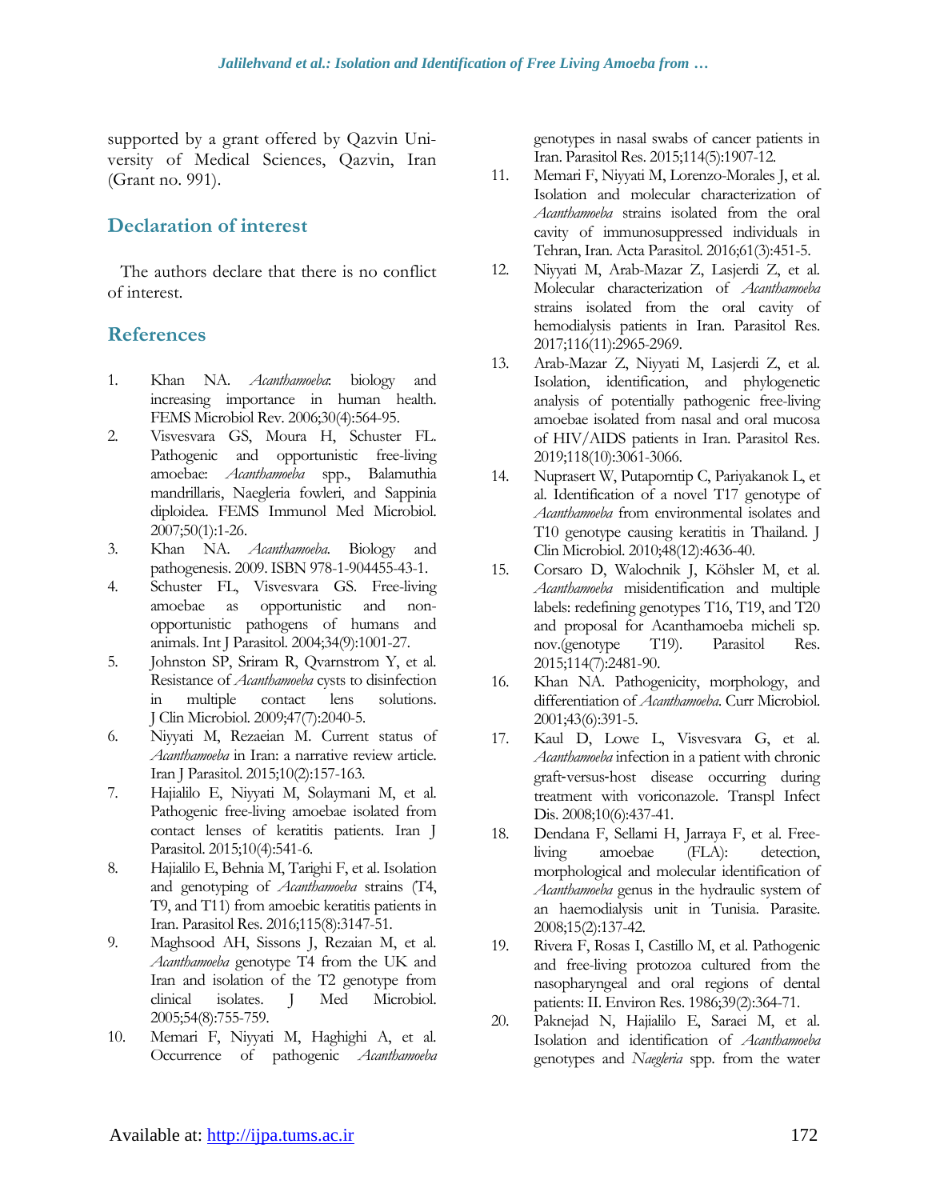supported by a grant offered by Qazvin University of Medical Sciences, Qazvin, Iran (Grant no. 991).

## Declaration of interest

The authors declare that there is no conflict of interest.

## References

1. Khan NA. *Acanthamoeba*: biology and increasing importance in human health. FEMS Microbiol Rev. 2006;30(4):564-95.
2. Visvesvara GS, Moura H, Schuster FL. Pathogenic and opportunistic free-living amoebae: *Acanthamoeba* spp., Balamuthia mandrillaris, Naegleria fowleri, and Sappinia diploidea. FEMS Immunol Med Microbiol. 2007;50(1):1-26.
3. Khan NA. *Acanthamoeba*. Biology and pathogenesis. 2009. ISBN 978-1-904455-43-1.
4. Schuster FL, Visvesvara GS. Free-living amoebae as opportunistic and non-opportunistic pathogens of humans and animals. Int J Parasitol. 2004;34(9):1001-27.
5. Johnston SP, Sriram R, Qvarnstrom Y, et al. Resistance of *Acanthamoeba* cysts to disinfection in multiple contact lens solutions. J Clin Microbiol. 2009;47(7):2040-5.
6. Niyyati M, Rezaeian M. Current status of *Acanthamoeba* in Iran: a narrative review article. Iran J Parasitol. 2015;10(2):157-163.
7. Hajialilo E, Niyyati M, Solaymani M, et al. Pathogenic free-living amoebae isolated from contact lenses of keratitis patients. Iran J Parasitol. 2015;10(4):541-6.
8. Hajialilo E, Behnia M, Tarighi F, et al. Isolation and genotyping of *Acanthamoeba* strains (T4, T9, and T11) from amoebic keratitis patients in Iran. Parasitol Res. 2016;115(8):3147-51.
9. Maghsood AH, Sissons J, Rezaian M, et al. *Acanthamoeba* genotype T4 from the UK and Iran and isolation of the T2 genotype from clinical isolates. J Med Microbiol. 2005;54(8):755-759.
10. Memari F, Niyyati M, Haghighi A, et al. Occurrence of pathogenic *Acanthamoeba* genotypes in nasal swabs of cancer patients in Iran. Parasitol Res. 2015;114(5):1907-12.
11. Memari F, Niyyati M, Lorenzo-Morales J, et al. Isolation and molecular characterization of *Acanthamoeba* strains isolated from the oral cavity of immunosuppressed individuals in Tehran, Iran. Acta Parasitol. 2016;61(3):451-5.
12. Niyyati M, Arab-Mazar Z, Lasjerdi Z, et al. Molecular characterization of *Acanthamoeba* strains isolated from the oral cavity of hemodialysis patients in Iran. Parasitol Res. 2017;116(11):2965-2969.
13. Arab-Mazar Z, Niyyati M, Lasjerdi Z, et al. Isolation, identification, and phylogenetic analysis of potentially pathogenic free-living amoebae isolated from nasal and oral mucosa of HIV/AIDS patients in Iran. Parasitol Res. 2019;118(10):3061-3066.
14. Nuprasert W, Putaporntip C, Pariyakanok L, et al. Identification of a novel T17 genotype of *Acanthamoeba* from environmental isolates and T10 genotype causing keratitis in Thailand. J Clin Microbiol. 2010;48(12):4636-40.
15. Corsaro D, Walochnik J, Köhsler M, et al. *Acanthamoeba* misidentification and multiple labels: redefining genotypes T16, T19, and T20 and proposal for Acanthamoeba micheli sp. nov.(genotype T19). Parasitol Res. 2015;114(7):2481-90.
16. Khan NA. Pathogenicity, morphology, and differentiation of *Acanthamoeba*. Curr Microbiol. 2001;43(6):391-5.
17. Kaul D, Lowe L, Visvesvara G, et al. *Acanthamoeba* infection in a patient with chronic graft-versus-host disease occurring during treatment with voriconazole. Transpl Infect Dis. 2008;10(6):437-41.
18. Dendana F, Sellami H, Jarraya F, et al. Free-living amoebae (FLA): detection, morphological and molecular identification of *Acanthamoeba* genus in the hydraulic system of an haemodialysis unit in Tunisia. Parasite. 2008;15(2):137-42.
19. Rivera F, Rosas I, Castillo M, et al. Pathogenic and free-living protozoa cultured from the nasopharyngeal and oral regions of dental patients: II. Environ Res. 1986;39(2):364-71.
20. Paknejad N, Hajialilo E, Saraei M, et al. Isolation and identification of *Acanthamoeba* genotypes and *Naegleria* spp. from the water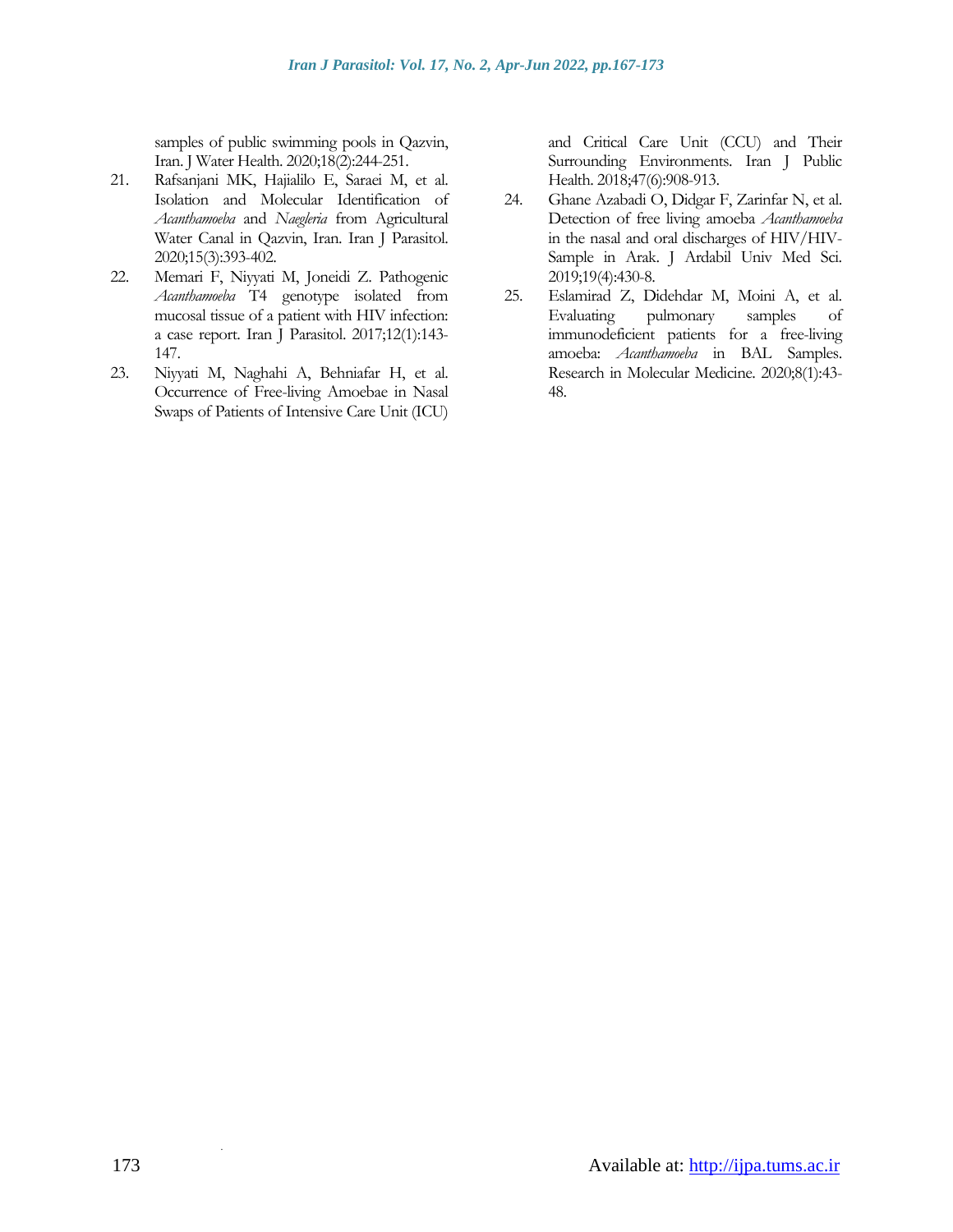samples of public swimming pools in Qazvin, Iran. J Water Health. 2020;18(2):244-251.

21. Rafsanjani MK, Hajialilo E, Saraei M, et al. Isolation and Molecular Identification of *Acanthamoeba* and *Naegleria* from Agricultural Water Canal in Qazvin, Iran. Iran J Parasitol. 2020;15(3):393-402.
22. Memari F, Niyyati M, Joneidi Z. Pathogenic *Acanthamoeba* T4 genotype isolated from mucosal tissue of a patient with HIV infection: a case report. Iran J Parasitol. 2017;12(1):143-147.
23. Niyyati M, Naghahi A, Behniafar H, et al. Occurrence of Free-living Amoebae in Nasal Swaps of Patients of Intensive Care Unit (ICU) and Critical Care Unit (CCU) and Their Surrounding Environments. Iran J Public Health. 2018;47(6):908-913.
24. Ghane Azabadi O, Didgar F, Zarinfar N, et al. Detection of free living amoeba *Acanthamoeba* in the nasal and oral discharges of HIV/HIV-Sample in Arak. J Ardabil Univ Med Sci. 2019;19(4):430-8.
25. Eslamirad Z, Didehdar M, Moini A, et al. Evaluating pulmonary samples of immunodeficient patients for a free-living amoeba: *Acanthamoeba* in BAL Samples. Research in Molecular Medicine. 2020;8(1):43-48.